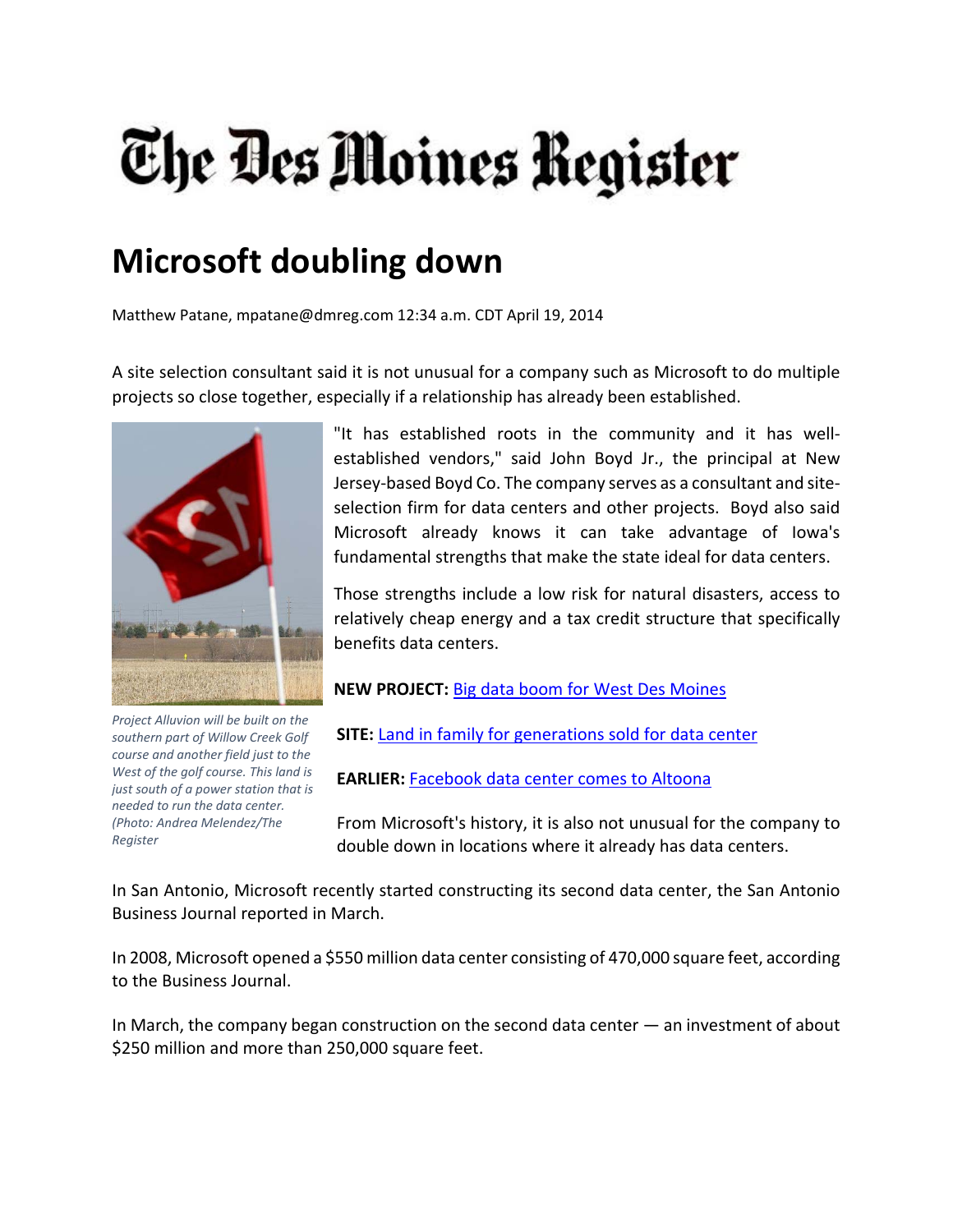# The Des Moines Register

## Microsoft doubling down

Matthew Patane, mpatane@dmreg.com 12:34 a.m. CDT April 19, 2014

A site selection consultant said it is not unusual for a company such as Microsoft to do multiple projects so close together, especially if a relationship has already been established.

*Project Alluvion will be built on the southern part of Willow Creek Golf course and another field just to the West of the golf course. This land is just south of a power station that is needed to run the data center. (Photo: Andrea Melendez/The Register*

"It has established roots in the community and it has well-established vendors," said John Boyd Jr., the principal at New Jersey-based Boyd Co. The company serves as a consultant and site-selection firm for data centers and other projects. Boyd also said Microsoft already knows it can take advantage of Iowa's fundamental strengths that make the state ideal for data centers.

Those strengths include a low risk for natural disasters, access to relatively cheap energy and a tax credit structure that specifically benefits data centers.

**NEW PROJECT:** Big data boom for West Des Moines

**SITE:** Land in family for generations sold for data center

**EARLIER:** Facebook data center comes to Altoona

From Microsoft's history, it is also not unusual for the company to double down in locations where it already has data centers.

In San Antonio, Microsoft recently started constructing its second data center, the San Antonio Business Journal reported in March.

In 2008, Microsoft opened a $550 million data center consisting of 470,000 square feet, according to the Business Journal.

In March, the company began construction on the second data center — an investment of about $250 million and more than 250,000 square feet.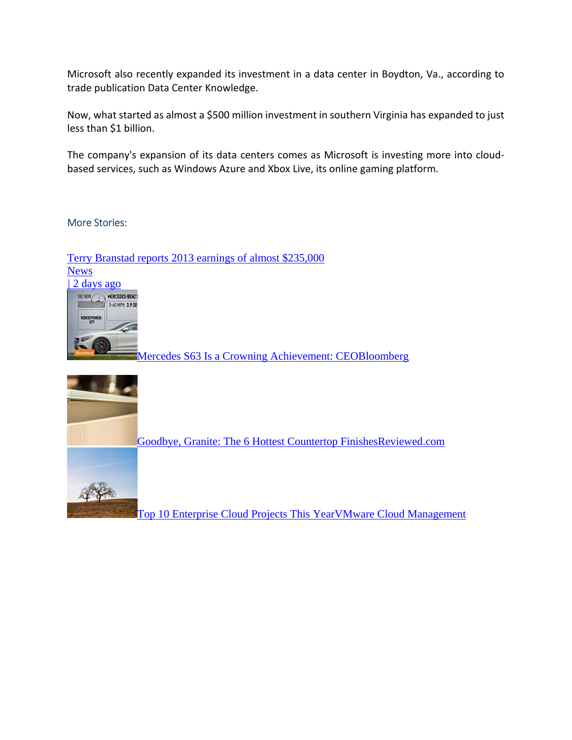Microsoft also recently expanded its investment in a data center in Boydton, Va., according to trade publication Data Center Knowledge.

Now, what started as almost a $500 million investment in southern Virginia has expanded to just less than $1 billion.

The company's expansion of its data centers comes as Microsoft is investing more into cloud-based services, such as Windows Azure and Xbox Live, its online gaming platform.

More Stories:

Terry Branstad reports 2013 earnings of almost $235,000
News
| 2 days ago

Mercedes S63 Is a Crowning Achievement: CEOBloomberg

Goodbye, Granite: The 6 Hottest Countertop FinishesReviewed.com

Top 10 Enterprise Cloud Projects This YearVMware Cloud Management